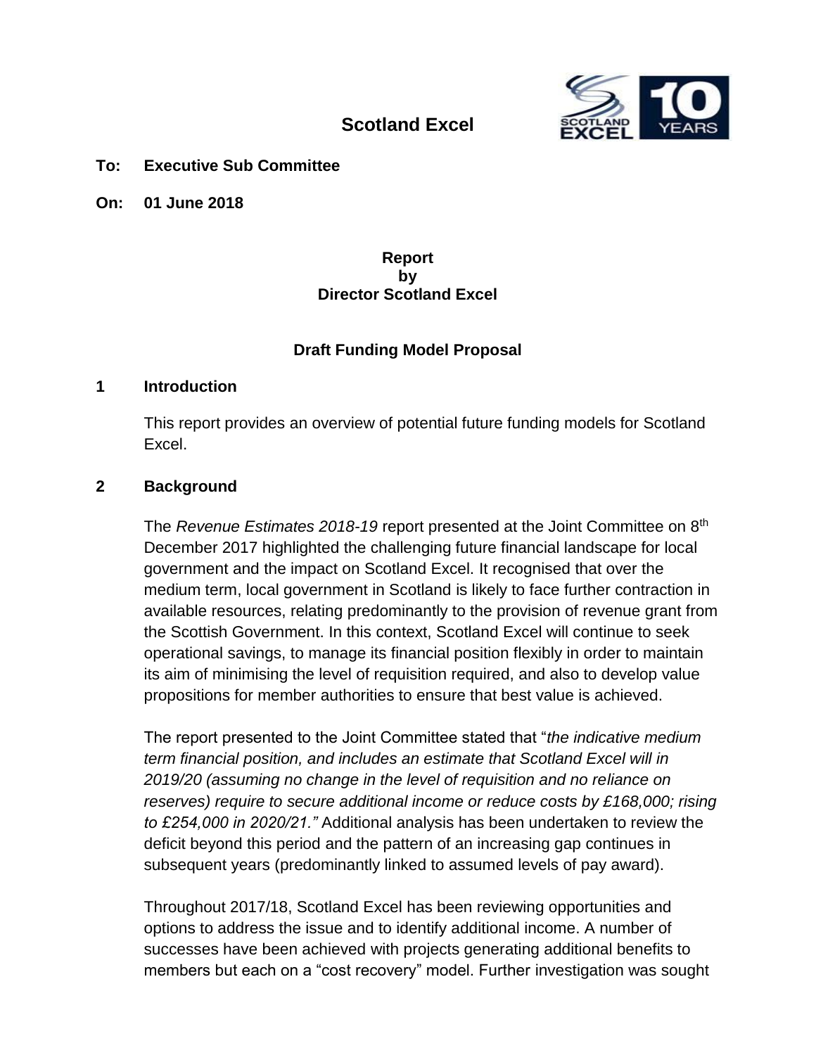# Scotland Excel

**To: Executive Sub Committee**

**On: 01 June 2018**

**Report**
**by**
**Director Scotland Excel**

**Draft Funding Model Proposal**

## 1 Introduction

This report provides an overview of potential future funding models for Scotland Excel.

## 2 Background

The *Revenue Estimates 2018-19* report presented at the Joint Committee on 8th December 2017 highlighted the challenging future financial landscape for local government and the impact on Scotland Excel. It recognised that over the medium term, local government in Scotland is likely to face further contraction in available resources, relating predominantly to the provision of revenue grant from the Scottish Government. In this context, Scotland Excel will continue to seek operational savings, to manage its financial position flexibly in order to maintain its aim of minimising the level of requisition required, and also to develop value propositions for member authorities to ensure that best value is achieved.

The report presented to the Joint Committee stated that "*the indicative medium term financial position, and includes an estimate that Scotland Excel will in 2019/20 (assuming no change in the level of requisition and no reliance on reserves) require to secure additional income or reduce costs by £168,000; rising to £254,000 in 2020/21."* Additional analysis has been undertaken to review the deficit beyond this period and the pattern of an increasing gap continues in subsequent years (predominantly linked to assumed levels of pay award).

Throughout 2017/18, Scotland Excel has been reviewing opportunities and options to address the issue and to identify additional income. A number of successes have been achieved with projects generating additional benefits to members but each on a "cost recovery" model. Further investigation was sought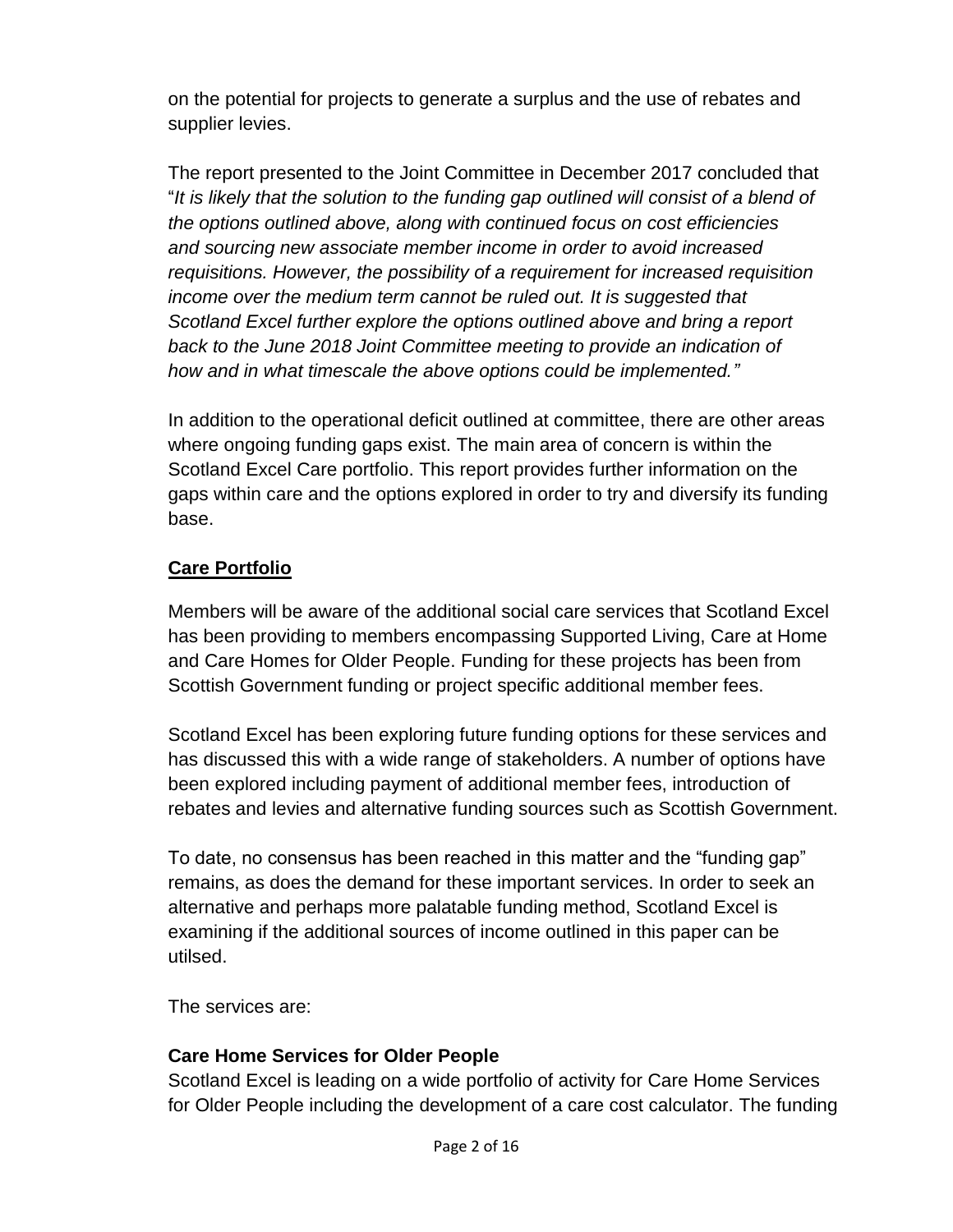on the potential for projects to generate a surplus and the use of rebates and supplier levies.

The report presented to the Joint Committee in December 2017 concluded that "*It is likely that the solution to the funding gap outlined will consist of a blend of the options outlined above, along with continued focus on cost efficiencies and sourcing new associate member income in order to avoid increased requisitions. However, the possibility of a requirement for increased requisition income over the medium term cannot be ruled out. It is suggested that Scotland Excel further explore the options outlined above and bring a report back to the June 2018 Joint Committee meeting to provide an indication of how and in what timescale the above options could be implemented.*"

In addition to the operational deficit outlined at committee, there are other areas where ongoing funding gaps exist. The main area of concern is within the Scotland Excel Care portfolio. This report provides further information on the gaps within care and the options explored in order to try and diversify its funding base.

## Care Portfolio

Members will be aware of the additional social care services that Scotland Excel has been providing to members encompassing Supported Living, Care at Home and Care Homes for Older People. Funding for these projects has been from Scottish Government funding or project specific additional member fees.

Scotland Excel has been exploring future funding options for these services and has discussed this with a wide range of stakeholders. A number of options have been explored including payment of additional member fees, introduction of rebates and levies and alternative funding sources such as Scottish Government.

To date, no consensus has been reached in this matter and the "funding gap" remains, as does the demand for these important services. In order to seek an alternative and perhaps more palatable funding method, Scotland Excel is examining if the additional sources of income outlined in this paper can be utilsed.

The services are:

### Care Home Services for Older People

Scotland Excel is leading on a wide portfolio of activity for Care Home Services for Older People including the development of a care cost calculator. The funding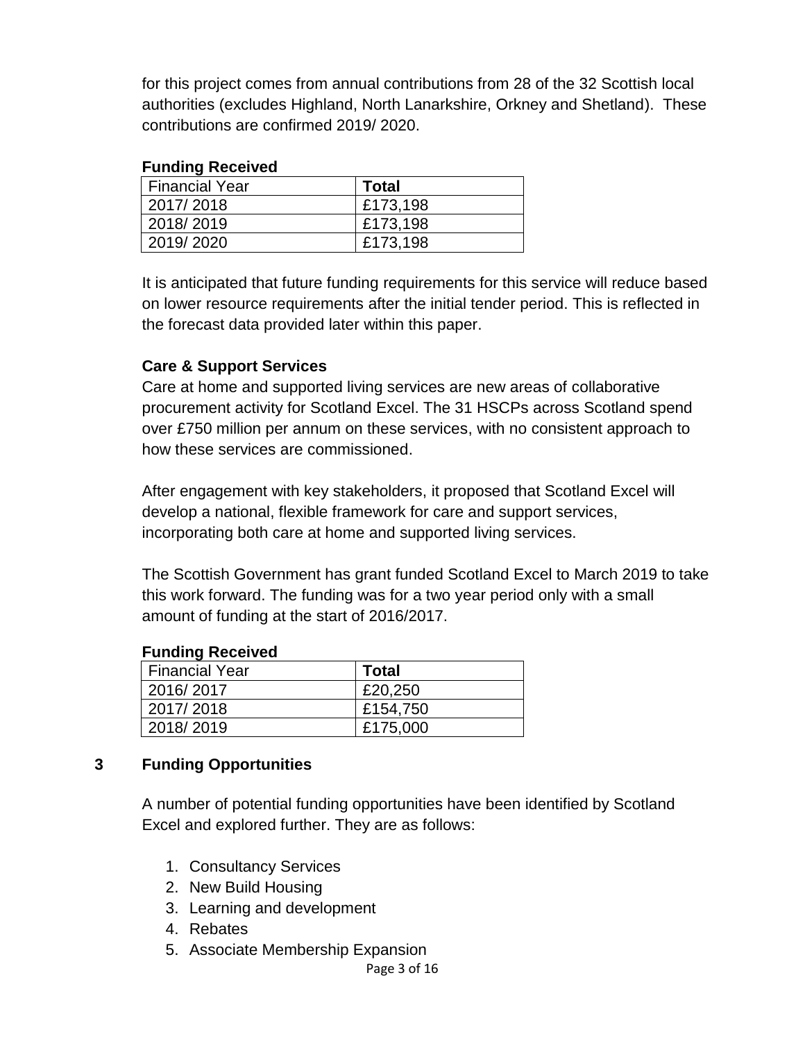for this project comes from annual contributions from 28 of the 32 Scottish local authorities (excludes Highland, North Lanarkshire, Orkney and Shetland). These contributions are confirmed 2019/ 2020.

**Funding Received**

| Financial Year | **Total** |
|---|---|
| 2017/ 2018 | £173,198 |
| 2018/ 2019 | £173,198 |
| 2019/ 2020 | £173,198 |

It is anticipated that future funding requirements for this service will reduce based on lower resource requirements after the initial tender period. This is reflected in the forecast data provided later within this paper.

**Care & Support Services**

Care at home and supported living services are new areas of collaborative procurement activity for Scotland Excel. The 31 HSCPs across Scotland spend over £750 million per annum on these services, with no consistent approach to how these services are commissioned.

After engagement with key stakeholders, it proposed that Scotland Excel will develop a national, flexible framework for care and support services, incorporating both care at home and supported living services.

The Scottish Government has grant funded Scotland Excel to March 2019 to take this work forward. The funding was for a two year period only with a small amount of funding at the start of 2016/2017.

**Funding Received**

| Financial Year | **Total** |
|---|---|
| 2016/ 2017 | £20,250 |
| 2017/ 2018 | £154,750 |
| 2018/ 2019 | £175,000 |

## 3 Funding Opportunities

A number of potential funding opportunities have been identified by Scotland Excel and explored further. They are as follows:

1. Consultancy Services
2. New Build Housing
3. Learning and development
4. Rebates
5. Associate Membership Expansion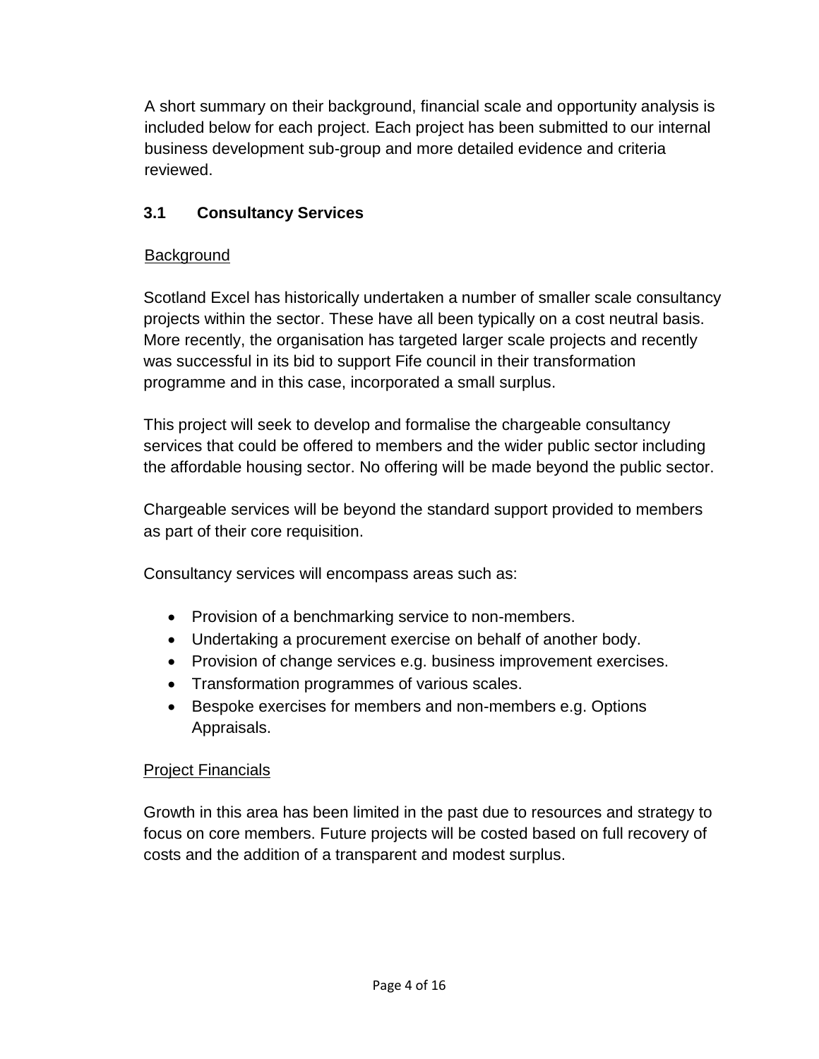A short summary on their background, financial scale and opportunity analysis is included below for each project. Each project has been submitted to our internal business development sub-group and more detailed evidence and criteria reviewed.

### 3.1 Consultancy Services

<u>Background</u>

Scotland Excel has historically undertaken a number of smaller scale consultancy projects within the sector. These have all been typically on a cost neutral basis. More recently, the organisation has targeted larger scale projects and recently was successful in its bid to support Fife council in their transformation programme and in this case, incorporated a small surplus.

This project will seek to develop and formalise the chargeable consultancy services that could be offered to members and the wider public sector including the affordable housing sector. No offering will be made beyond the public sector.

Chargeable services will be beyond the standard support provided to members as part of their core requisition.

Consultancy services will encompass areas such as:

- Provision of a benchmarking service to non-members.
- Undertaking a procurement exercise on behalf of another body.
- Provision of change services e.g. business improvement exercises.
- Transformation programmes of various scales.
- Bespoke exercises for members and non-members e.g. Options Appraisals.

<u>Project Financials</u>

Growth in this area has been limited in the past due to resources and strategy to focus on core members. Future projects will be costed based on full recovery of costs and the addition of a transparent and modest surplus.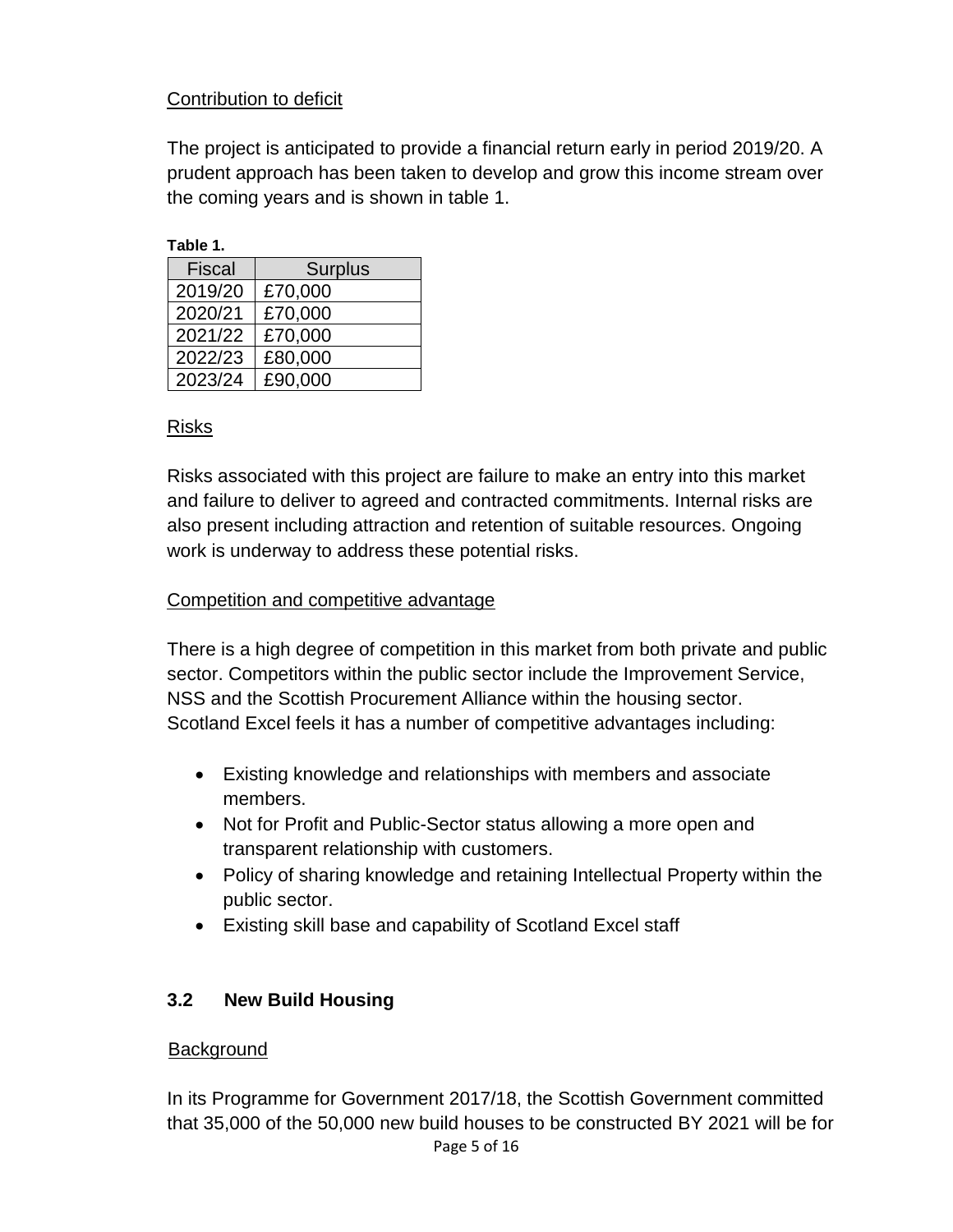Contribution to deficit

The project is anticipated to provide a financial return early in period 2019/20. A prudent approach has been taken to develop and grow this income stream over the coming years and is shown in table 1.

**Table 1.**

| Fiscal | Surplus |
|---|---|
| 2019/20 | £70,000 |
| 2020/21 | £70,000 |
| 2021/22 | £70,000 |
| 2022/23 | £80,000 |
| 2023/24 | £90,000 |

Risks

Risks associated with this project are failure to make an entry into this market and failure to deliver to agreed and contracted commitments. Internal risks are also present including attraction and retention of suitable resources. Ongoing work is underway to address these potential risks.

Competition and competitive advantage

There is a high degree of competition in this market from both private and public sector. Competitors within the public sector include the Improvement Service, NSS and the Scottish Procurement Alliance within the housing sector. Scotland Excel feels it has a number of competitive advantages including:

- Existing knowledge and relationships with members and associate members.
- Not for Profit and Public-Sector status allowing a more open and transparent relationship with customers.
- Policy of sharing knowledge and retaining Intellectual Property within the public sector.
- Existing skill base and capability of Scotland Excel staff

### 3.2 New Build Housing

Background

In its Programme for Government 2017/18, the Scottish Government committed that 35,000 of the 50,000 new build houses to be constructed BY 2021 will be for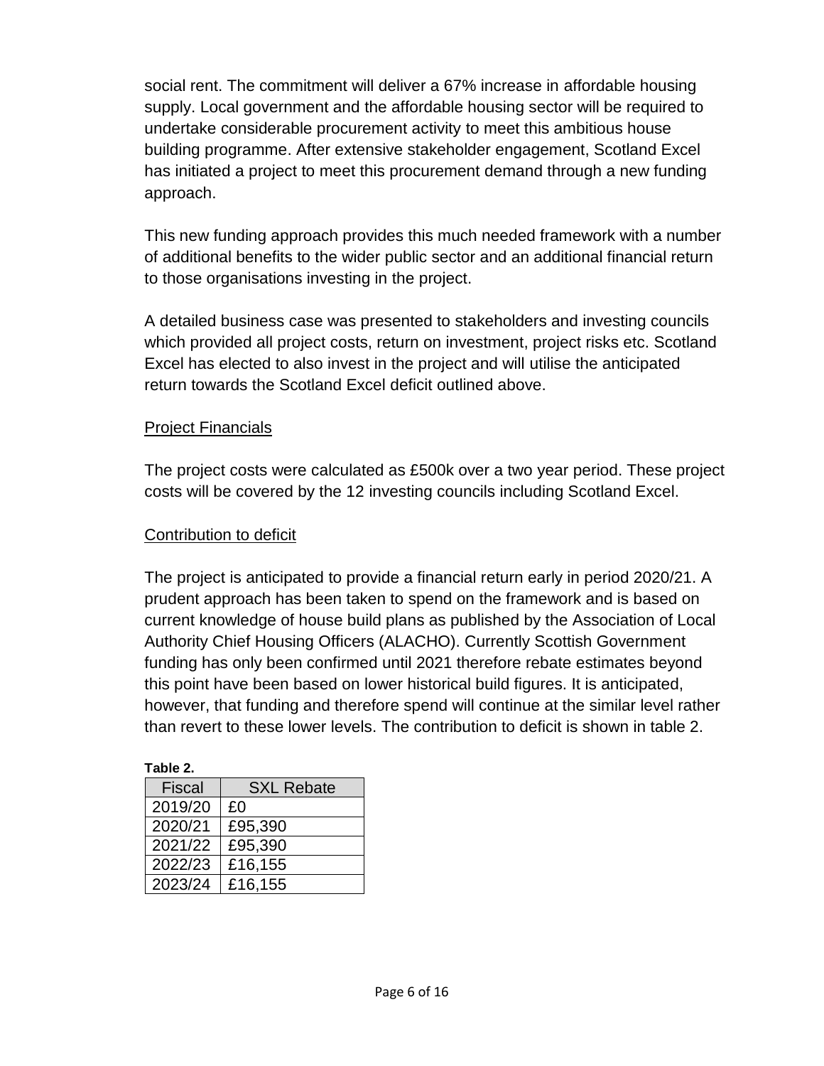social rent. The commitment will deliver a 67% increase in affordable housing supply. Local government and the affordable housing sector will be required to undertake considerable procurement activity to meet this ambitious house building programme. After extensive stakeholder engagement, Scotland Excel has initiated a project to meet this procurement demand through a new funding approach.

This new funding approach provides this much needed framework with a number of additional benefits to the wider public sector and an additional financial return to those organisations investing in the project.

A detailed business case was presented to stakeholders and investing councils which provided all project costs, return on investment, project risks etc. Scotland Excel has elected to also invest in the project and will utilise the anticipated return towards the Scotland Excel deficit outlined above.

<u>Project Financials</u>

The project costs were calculated as £500k over a two year period. These project costs will be covered by the 12 investing councils including Scotland Excel.

<u>Contribution to deficit</u>

The project is anticipated to provide a financial return early in period 2020/21. A prudent approach has been taken to spend on the framework and is based on current knowledge of house build plans as published by the Association of Local Authority Chief Housing Officers (ALACHO). Currently Scottish Government funding has only been confirmed until 2021 therefore rebate estimates beyond this point have been based on lower historical build figures. It is anticipated, however, that funding and therefore spend will continue at the similar level rather than revert to these lower levels. The contribution to deficit is shown in table 2.

**Table 2.**

| Fiscal | SXL Rebate |
|---|---|
| 2019/20 | £0 |
| 2020/21 | £95,390 |
| 2021/22 | £95,390 |
| 2022/23 | £16,155 |
| 2023/24 | £16,155 |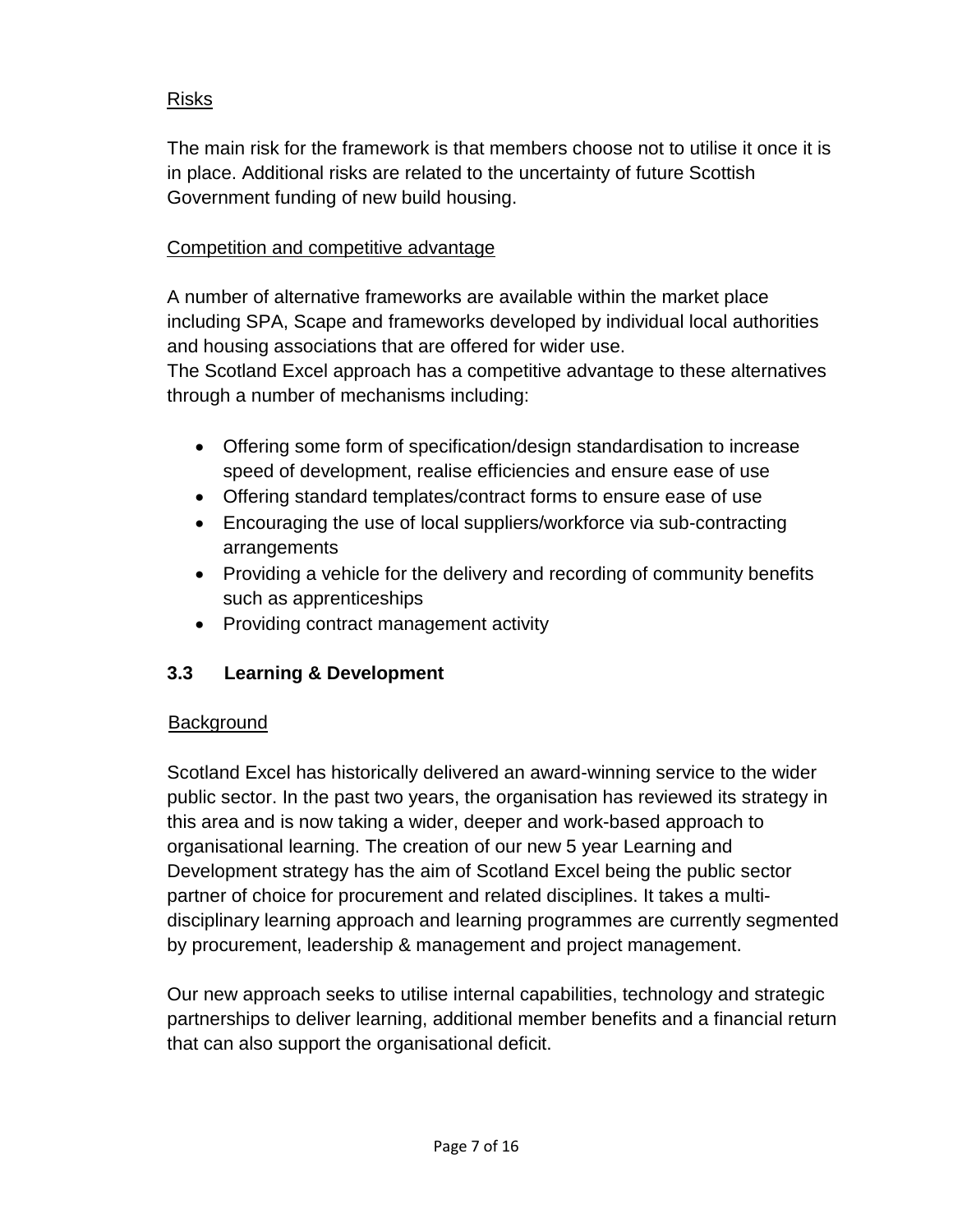Risks

The main risk for the framework is that members choose not to utilise it once it is in place. Additional risks are related to the uncertainty of future Scottish Government funding of new build housing.

Competition and competitive advantage

A number of alternative frameworks are available within the market place including SPA, Scape and frameworks developed by individual local authorities and housing associations that are offered for wider use.
The Scotland Excel approach has a competitive advantage to these alternatives through a number of mechanisms including:

- Offering some form of specification/design standardisation to increase speed of development, realise efficiencies and ensure ease of use
- Offering standard templates/contract forms to ensure ease of use
- Encouraging the use of local suppliers/workforce via sub-contracting arrangements
- Providing a vehicle for the delivery and recording of community benefits such as apprenticeships
- Providing contract management activity

### 3.3 Learning & Development

Background

Scotland Excel has historically delivered an award-winning service to the wider public sector. In the past two years, the organisation has reviewed its strategy in this area and is now taking a wider, deeper and work-based approach to organisational learning. The creation of our new 5 year Learning and Development strategy has the aim of Scotland Excel being the public sector partner of choice for procurement and related disciplines. It takes a multi-disciplinary learning approach and learning programmes are currently segmented by procurement, leadership & management and project management.

Our new approach seeks to utilise internal capabilities, technology and strategic partnerships to deliver learning, additional member benefits and a financial return that can also support the organisational deficit.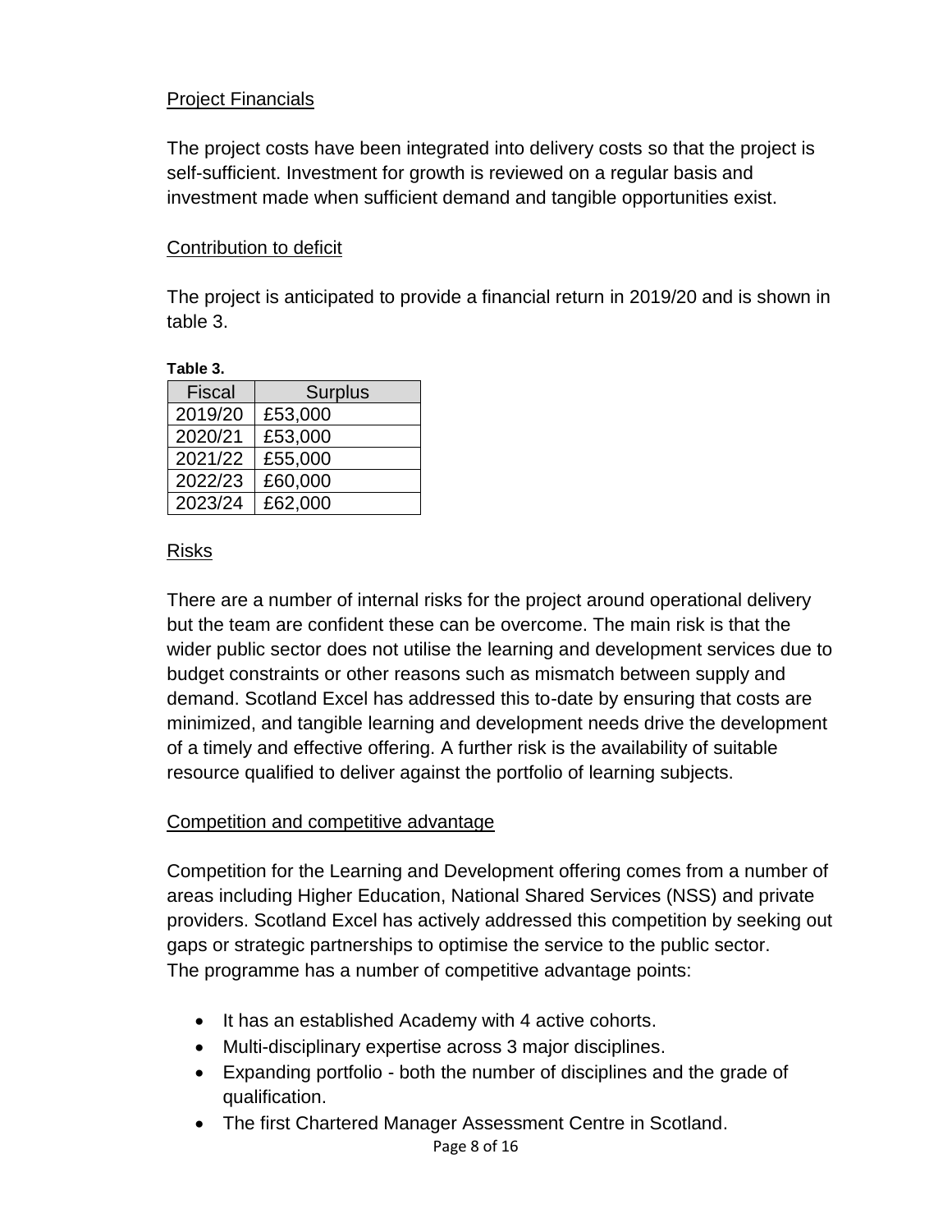Project Financials

The project costs have been integrated into delivery costs so that the project is self-sufficient. Investment for growth is reviewed on a regular basis and investment made when sufficient demand and tangible opportunities exist.

Contribution to deficit

The project is anticipated to provide a financial return in 2019/20 and is shown in table 3.

**Table 3.**

| Fiscal | Surplus |
|---|---|
| 2019/20 | £53,000 |
| 2020/21 | £53,000 |
| 2021/22 | £55,000 |
| 2022/23 | £60,000 |
| 2023/24 | £62,000 |

Risks

There are a number of internal risks for the project around operational delivery but the team are confident these can be overcome. The main risk is that the wider public sector does not utilise the learning and development services due to budget constraints or other reasons such as mismatch between supply and demand. Scotland Excel has addressed this to-date by ensuring that costs are minimized, and tangible learning and development needs drive the development of a timely and effective offering. A further risk is the availability of suitable resource qualified to deliver against the portfolio of learning subjects.

Competition and competitive advantage

Competition for the Learning and Development offering comes from a number of areas including Higher Education, National Shared Services (NSS) and private providers. Scotland Excel has actively addressed this competition by seeking out gaps or strategic partnerships to optimise the service to the public sector.
The programme has a number of competitive advantage points:

- It has an established Academy with 4 active cohorts.
- Multi-disciplinary expertise across 3 major disciplines.
- Expanding portfolio - both the number of disciplines and the grade of qualification.
- The first Chartered Manager Assessment Centre in Scotland.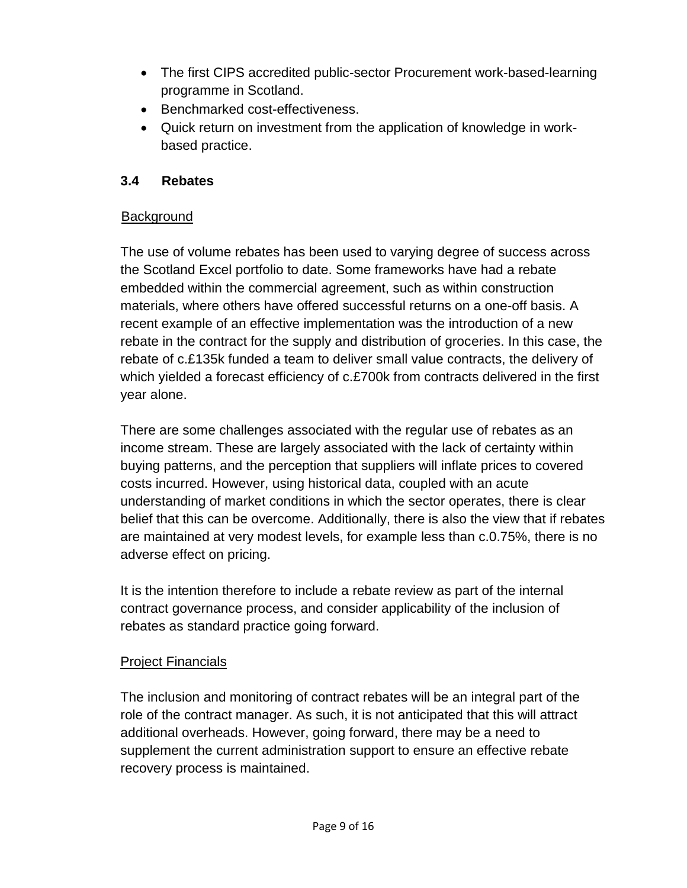- The first CIPS accredited public-sector Procurement work-based-learning programme in Scotland.
- Benchmarked cost-effectiveness.
- Quick return on investment from the application of knowledge in work-based practice.

### 3.4 Rebates

<u>Background</u>

The use of volume rebates has been used to varying degree of success across the Scotland Excel portfolio to date. Some frameworks have had a rebate embedded within the commercial agreement, such as within construction materials, where others have offered successful returns on a one-off basis. A recent example of an effective implementation was the introduction of a new rebate in the contract for the supply and distribution of groceries. In this case, the rebate of c.£135k funded a team to deliver small value contracts, the delivery of which yielded a forecast efficiency of c.£700k from contracts delivered in the first year alone.

There are some challenges associated with the regular use of rebates as an income stream. These are largely associated with the lack of certainty within buying patterns, and the perception that suppliers will inflate prices to covered costs incurred. However, using historical data, coupled with an acute understanding of market conditions in which the sector operates, there is clear belief that this can be overcome. Additionally, there is also the view that if rebates are maintained at very modest levels, for example less than c.0.75%, there is no adverse effect on pricing.

It is the intention therefore to include a rebate review as part of the internal contract governance process, and consider applicability of the inclusion of rebates as standard practice going forward.

<u>Project Financials</u>

The inclusion and monitoring of contract rebates will be an integral part of the role of the contract manager. As such, it is not anticipated that this will attract additional overheads. However, going forward, there may be a need to supplement the current administration support to ensure an effective rebate recovery process is maintained.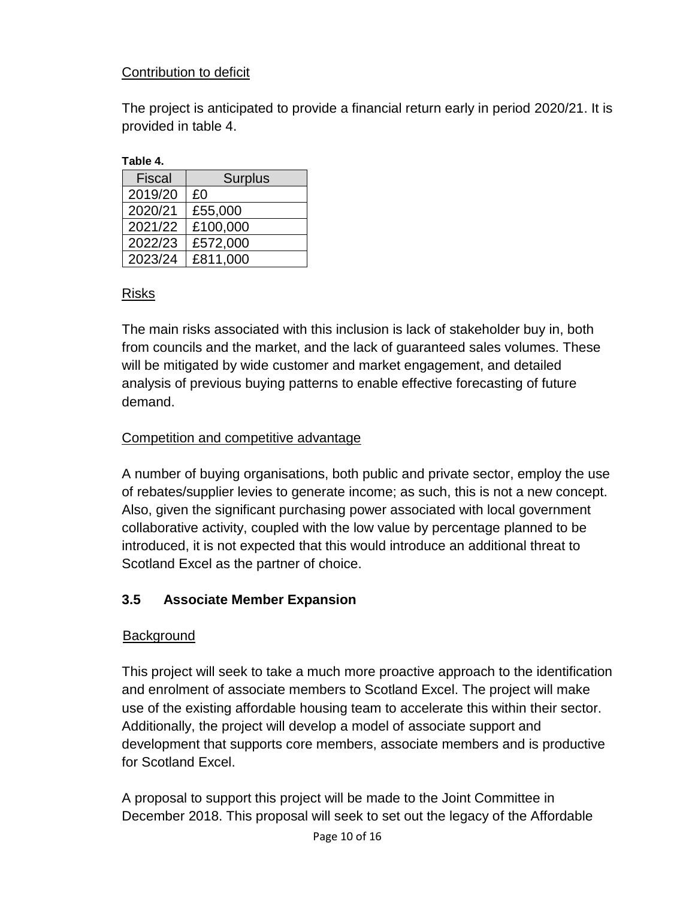Contribution to deficit

The project is anticipated to provide a financial return early in period 2020/21. It is provided in table 4.

**Table 4.**

| Fiscal | Surplus |
|---|---|
| 2019/20 | £0 |
| 2020/21 | £55,000 |
| 2021/22 | £100,000 |
| 2022/23 | £572,000 |
| 2023/24 | £811,000 |

Risks

The main risks associated with this inclusion is lack of stakeholder buy in, both from councils and the market, and the lack of guaranteed sales volumes. These will be mitigated by wide customer and market engagement, and detailed analysis of previous buying patterns to enable effective forecasting of future demand.

Competition and competitive advantage

A number of buying organisations, both public and private sector, employ the use of rebates/supplier levies to generate income; as such, this is not a new concept. Also, given the significant purchasing power associated with local government collaborative activity, coupled with the low value by percentage planned to be introduced, it is not expected that this would introduce an additional threat to Scotland Excel as the partner of choice.

### 3.5 Associate Member Expansion

Background

This project will seek to take a much more proactive approach to the identification and enrolment of associate members to Scotland Excel. The project will make use of the existing affordable housing team to accelerate this within their sector. Additionally, the project will develop a model of associate support and development that supports core members, associate members and is productive for Scotland Excel.

A proposal to support this project will be made to the Joint Committee in December 2018. This proposal will seek to set out the legacy of the Affordable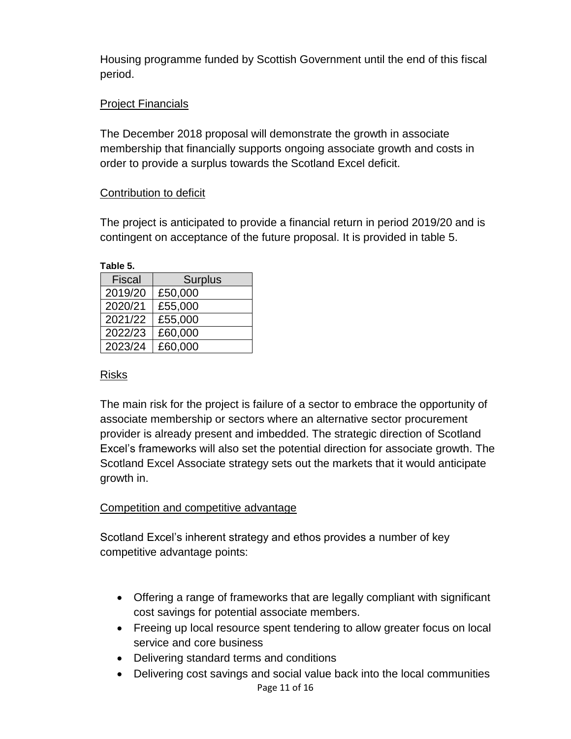Housing programme funded by Scottish Government until the end of this fiscal period.

<u>Project Financials</u>

The December 2018 proposal will demonstrate the growth in associate membership that financially supports ongoing associate growth and costs in order to provide a surplus towards the Scotland Excel deficit.

<u>Contribution to deficit</u>

The project is anticipated to provide a financial return in period 2019/20 and is contingent on acceptance of the future proposal. It is provided in table 5.

**Table 5.**

| Fiscal | Surplus |
|---|---|
| 2019/20 | £50,000 |
| 2020/21 | £55,000 |
| 2021/22 | £55,000 |
| 2022/23 | £60,000 |
| 2023/24 | £60,000 |

<u>Risks</u>

The main risk for the project is failure of a sector to embrace the opportunity of associate membership or sectors where an alternative sector procurement provider is already present and imbedded. The strategic direction of Scotland Excel's frameworks will also set the potential direction for associate growth. The Scotland Excel Associate strategy sets out the markets that it would anticipate growth in.

<u>Competition and competitive advantage</u>

Scotland Excel's inherent strategy and ethos provides a number of key competitive advantage points:

- Offering a range of frameworks that are legally compliant with significant cost savings for potential associate members.
- Freeing up local resource spent tendering to allow greater focus on local service and core business
- Delivering standard terms and conditions
- Delivering cost savings and social value back into the local communities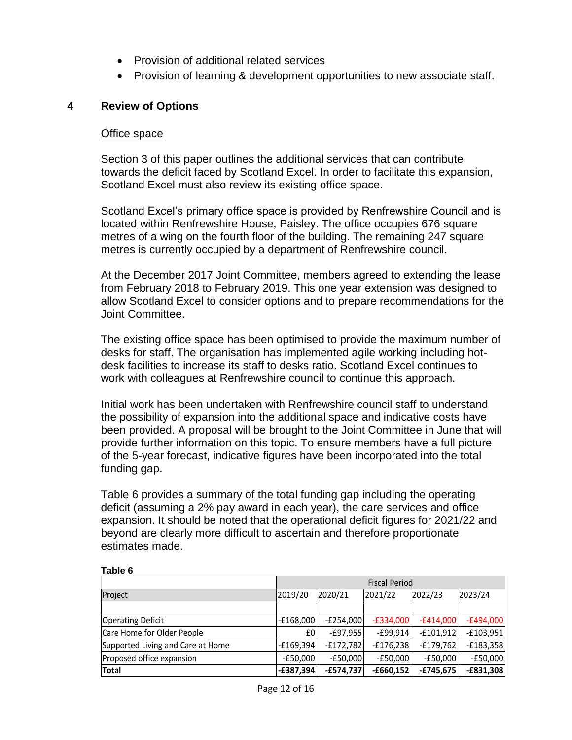- Provision of additional related services
- Provision of learning & development opportunities to new associate staff.

## 4 Review of Options

Office space

Section 3 of this paper outlines the additional services that can contribute towards the deficit faced by Scotland Excel. In order to facilitate this expansion, Scotland Excel must also review its existing office space.

Scotland Excel's primary office space is provided by Renfrewshire Council and is located within Renfrewshire House, Paisley. The office occupies 676 square metres of a wing on the fourth floor of the building. The remaining 247 square metres is currently occupied by a department of Renfrewshire council.

At the December 2017 Joint Committee, members agreed to extending the lease from February 2018 to February 2019. This one year extension was designed to allow Scotland Excel to consider options and to prepare recommendations for the Joint Committee.

The existing office space has been optimised to provide the maximum number of desks for staff. The organisation has implemented agile working including hot-desk facilities to increase its staff to desks ratio. Scotland Excel continues to work with colleagues at Renfrewshire council to continue this approach.

Initial work has been undertaken with Renfrewshire council staff to understand the possibility of expansion into the additional space and indicative costs have been provided. A proposal will be brought to the Joint Committee in June that will provide further information on this topic. To ensure members have a full picture of the 5-year forecast, indicative figures have been incorporated into the total funding gap.

Table 6 provides a summary of the total funding gap including the operating deficit (assuming a 2% pay award in each year), the care services and office expansion. It should be noted that the operational deficit figures for 2021/22 and beyond are clearly more difficult to ascertain and therefore proportionate estimates made.

**Table 6**

| | Fiscal Period | | | | |
|---|---|---|---|---|---|
| Project | 2019/20 | 2020/21 | 2021/22 | 2022/23 | 2023/24 |
| | | | | | |
| Operating Deficit | -£168,000 | -£254,000 | -£334,000 | -£414,000 | -£494,000 |
| Care Home for Older People | £0 | -£97,955 | -£99,914 | -£101,912 | -£103,951 |
| Supported Living and Care at Home | -£169,394 | -£172,782 | -£176,238 | -£179,762 | -£183,358 |
| Proposed office expansion | -£50,000 | -£50,000 | -£50,000 | -£50,000 | -£50,000 |
| **Total** | **-£387,394** | **-£574,737** | **-£660,152** | **-£745,675** | **-£831,308** |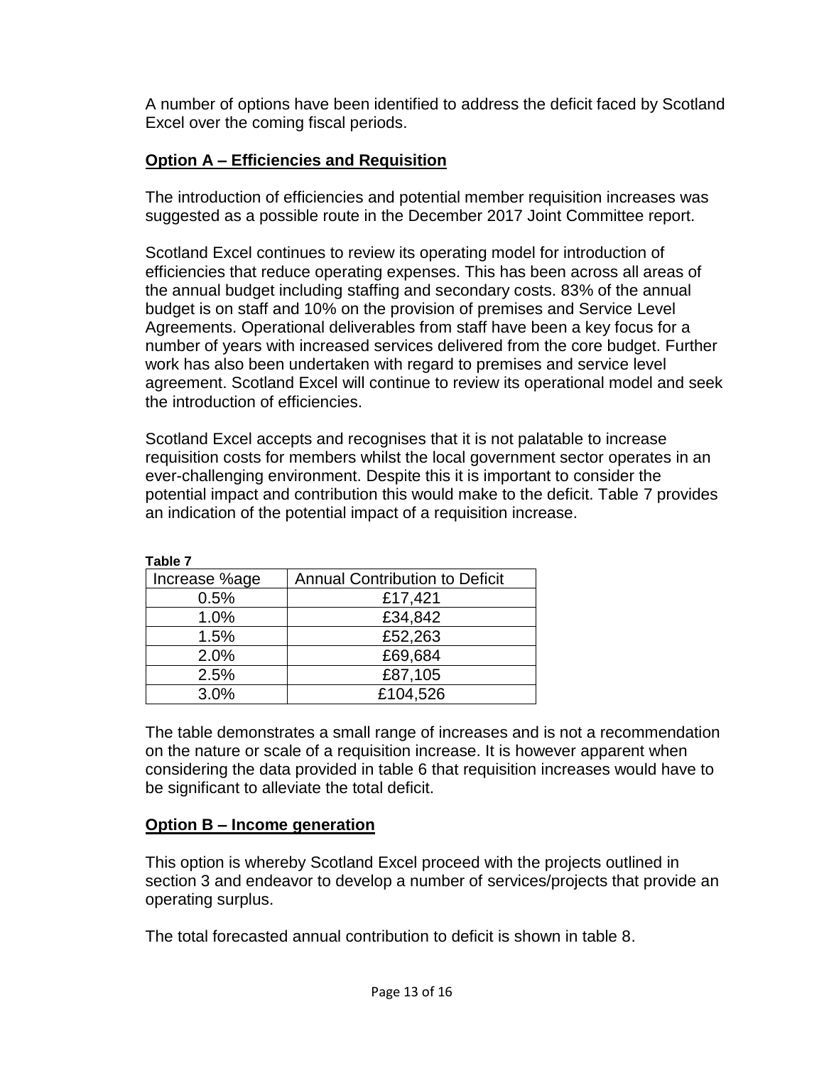A number of options have been identified to address the deficit faced by Scotland Excel over the coming fiscal periods.

## Option A – Efficiencies and Requisition

The introduction of efficiencies and potential member requisition increases was suggested as a possible route in the December 2017 Joint Committee report.

Scotland Excel continues to review its operating model for introduction of efficiencies that reduce operating expenses. This has been across all areas of the annual budget including staffing and secondary costs. 83% of the annual budget is on staff and 10% on the provision of premises and Service Level Agreements. Operational deliverables from staff have been a key focus for a number of years with increased services delivered from the core budget. Further work has also been undertaken with regard to premises and service level agreement. Scotland Excel will continue to review its operational model and seek the introduction of efficiencies.

Scotland Excel accepts and recognises that it is not palatable to increase requisition costs for members whilst the local government sector operates in an ever-challenging environment. Despite this it is important to consider the potential impact and contribution this would make to the deficit. Table 7 provides an indication of the potential impact of a requisition increase.

**Table 7**

| Increase %age | Annual Contribution to Deficit |
|---|---|
| 0.5% | £17,421 |
| 1.0% | £34,842 |
| 1.5% | £52,263 |
| 2.0% | £69,684 |
| 2.5% | £87,105 |
| 3.0% | £104,526 |

The table demonstrates a small range of increases and is not a recommendation on the nature or scale of a requisition increase. It is however apparent when considering the data provided in table 6 that requisition increases would have to be significant to alleviate the total deficit.

## Option B – Income generation

This option is whereby Scotland Excel proceed with the projects outlined in section 3 and endeavor to develop a number of services/projects that provide an operating surplus.

The total forecasted annual contribution to deficit is shown in table 8.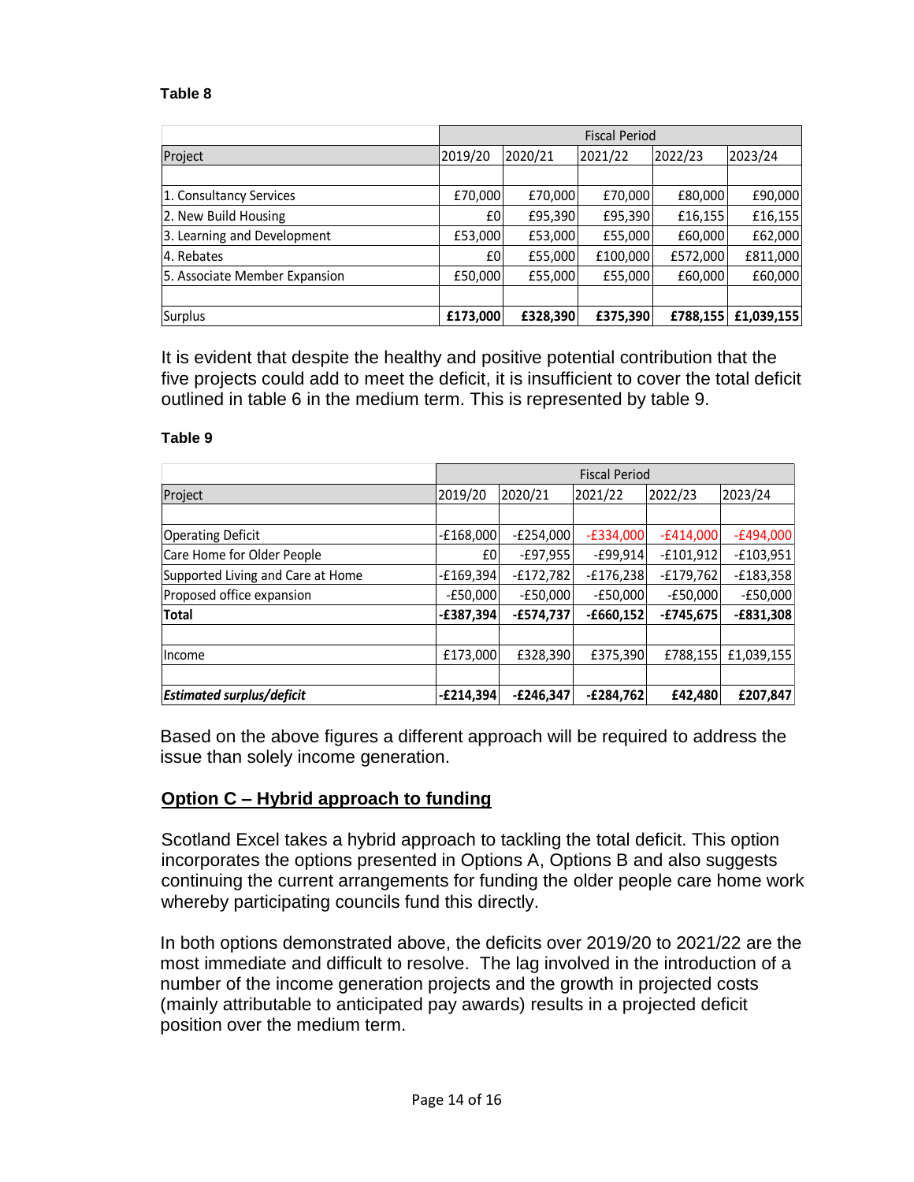**Table 8**

| | Fiscal Period | | | | |
|---|---|---|---|---|---|
| Project | 2019/20 | 2020/21 | 2021/22 | 2022/23 | 2023/24 |
| | | | | | |
| 1. Consultancy Services | £70,000 | £70,000 | £70,000 | £80,000 | £90,000 |
| 2. New Build Housing | £0 | £95,390 | £95,390 | £16,155 | £16,155 |
| 3. Learning and Development | £53,000 | £53,000 | £55,000 | £60,000 | £62,000 |
| 4. Rebates | £0 | £55,000 | £100,000 | £572,000 | £811,000 |
| 5. Associate Member Expansion | £50,000 | £55,000 | £55,000 | £60,000 | £60,000 |
| | | | | | |
| Surplus | **£173,000** | **£328,390** | **£375,390** | **£788,155** | **£1,039,155** |

It is evident that despite the healthy and positive potential contribution that the five projects could add to meet the deficit, it is insufficient to cover the total deficit outlined in table 6 in the medium term. This is represented by table 9.

**Table 9**

| | Fiscal Period | | | | |
|---|---|---|---|---|---|
| Project | 2019/20 | 2020/21 | 2021/22 | 2022/23 | 2023/24 |
| | | | | | |
| Operating Deficit | -£168,000 | -£254,000 | -£334,000 | -£414,000 | -£494,000 |
| Care Home for Older People | £0 | -£97,955 | -£99,914 | -£101,912 | -£103,951 |
| Supported Living and Care at Home | -£169,394 | -£172,782 | -£176,238 | -£179,762 | -£183,358 |
| Proposed office expansion | -£50,000 | -£50,000 | -£50,000 | -£50,000 | -£50,000 |
| **Total** | **-£387,394** | **-£574,737** | **-£660,152** | **-£745,675** | **-£831,308** |
| | | | | | |
| Income | £173,000 | £328,390 | £375,390 | £788,155 | £1,039,155 |
| | | | | | |
| ***Estimated surplus/deficit*** | **-£214,394** | **-£246,347** | **-£284,762** | **£42,480** | **£207,847** |

Based on the above figures a different approach will be required to address the issue than solely income generation.

## Option C – Hybrid approach to funding

Scotland Excel takes a hybrid approach to tackling the total deficit. This option incorporates the options presented in Options A, Options B and also suggests continuing the current arrangements for funding the older people care home work whereby participating councils fund this directly.

In both options demonstrated above, the deficits over 2019/20 to 2021/22 are the most immediate and difficult to resolve. The lag involved in the introduction of a number of the income generation projects and the growth in projected costs (mainly attributable to anticipated pay awards) results in a projected deficit position over the medium term.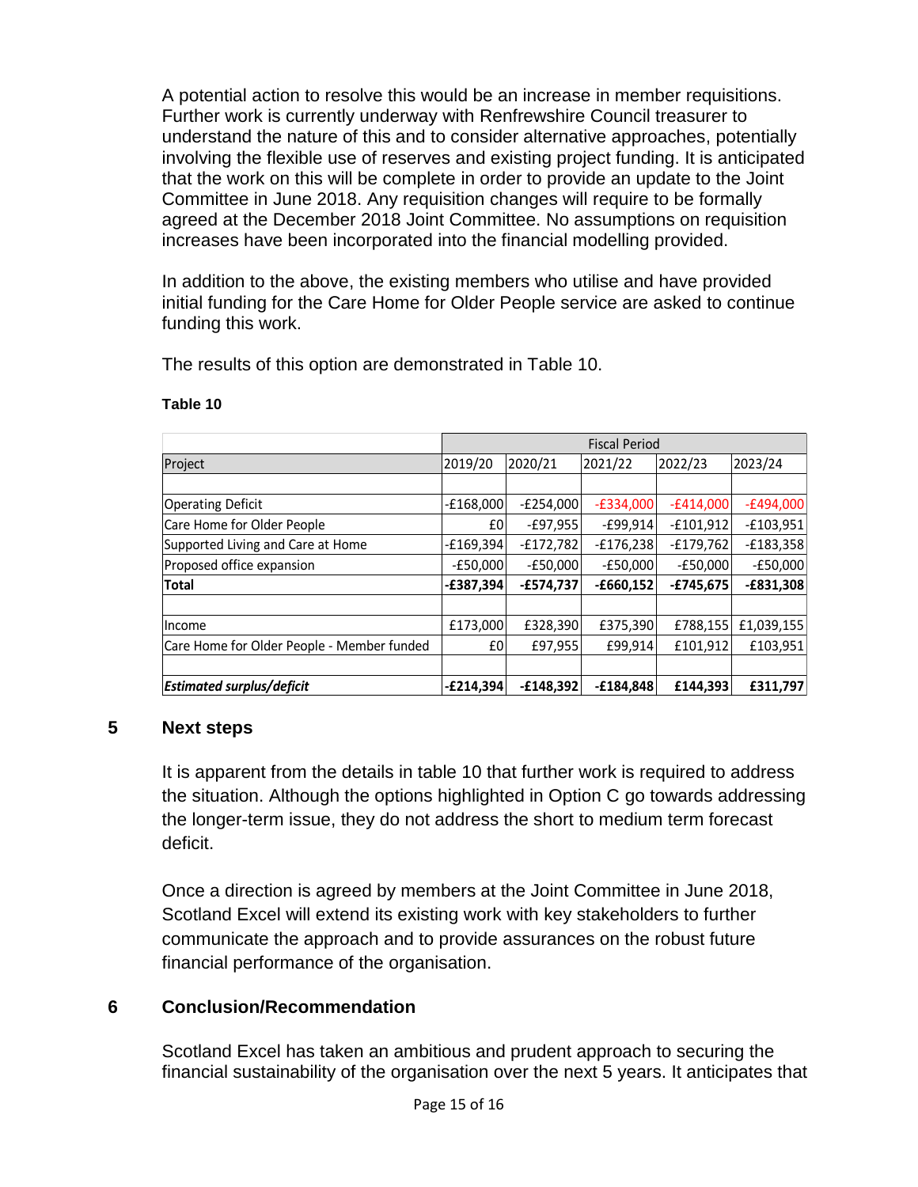A potential action to resolve this would be an increase in member requisitions. Further work is currently underway with Renfrewshire Council treasurer to understand the nature of this and to consider alternative approaches, potentially involving the flexible use of reserves and existing project funding. It is anticipated that the work on this will be complete in order to provide an update to the Joint Committee in June 2018. Any requisition changes will require to be formally agreed at the December 2018 Joint Committee. No assumptions on requisition increases have been incorporated into the financial modelling provided.

In addition to the above, the existing members who utilise and have provided initial funding for the Care Home for Older People service are asked to continue funding this work.

The results of this option are demonstrated in Table 10.

**Table 10**

| | Fiscal Period | | | | |
|---|---|---|---|---|---|
| Project | 2019/20 | 2020/21 | 2021/22 | 2022/23 | 2023/24 |
| | | | | | |
| Operating Deficit | -£168,000 | -£254,000 | -£334,000 | -£414,000 | -£494,000 |
| Care Home for Older People | £0 | -£97,955 | -£99,914 | -£101,912 | -£103,951 |
| Supported Living and Care at Home | -£169,394 | -£172,782 | -£176,238 | -£179,762 | -£183,358 |
| Proposed office expansion | -£50,000 | -£50,000 | -£50,000 | -£50,000 | -£50,000 |
| **Total** | **-£387,394** | **-£574,737** | **-£660,152** | **-£745,675** | **-£831,308** |
| | | | | | |
| Income | £173,000 | £328,390 | £375,390 | £788,155 | £1,039,155 |
| Care Home for Older People - Member funded | £0 | £97,955 | £99,914 | £101,912 | £103,951 |
| | | | | | |
| ***Estimated surplus/deficit*** | **-£214,394** | **-£148,392** | **-£184,848** | **£144,393** | **£311,797** |

## 5 Next steps

It is apparent from the details in table 10 that further work is required to address the situation. Although the options highlighted in Option C go towards addressing the longer-term issue, they do not address the short to medium term forecast deficit.

Once a direction is agreed by members at the Joint Committee in June 2018, Scotland Excel will extend its existing work with key stakeholders to further communicate the approach and to provide assurances on the robust future financial performance of the organisation.

## 6 Conclusion/Recommendation

Scotland Excel has taken an ambitious and prudent approach to securing the financial sustainability of the organisation over the next 5 years. It anticipates that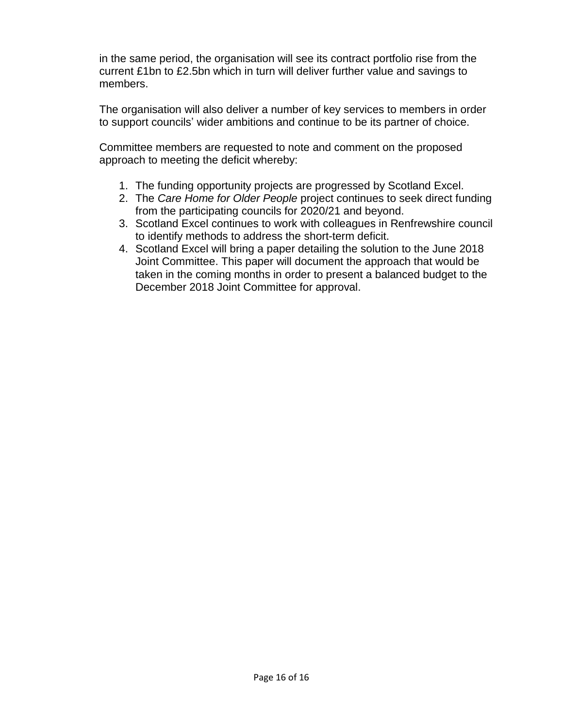in the same period, the organisation will see its contract portfolio rise from the current £1bn to £2.5bn which in turn will deliver further value and savings to members.

The organisation will also deliver a number of key services to members in order to support councils' wider ambitions and continue to be its partner of choice.

Committee members are requested to note and comment on the proposed approach to meeting the deficit whereby:

1. The funding opportunity projects are progressed by Scotland Excel.
2. The *Care Home for Older People* project continues to seek direct funding from the participating councils for 2020/21 and beyond.
3. Scotland Excel continues to work with colleagues in Renfrewshire council to identify methods to address the short-term deficit.
4. Scotland Excel will bring a paper detailing the solution to the June 2018 Joint Committee. This paper will document the approach that would be taken in the coming months in order to present a balanced budget to the December 2018 Joint Committee for approval.